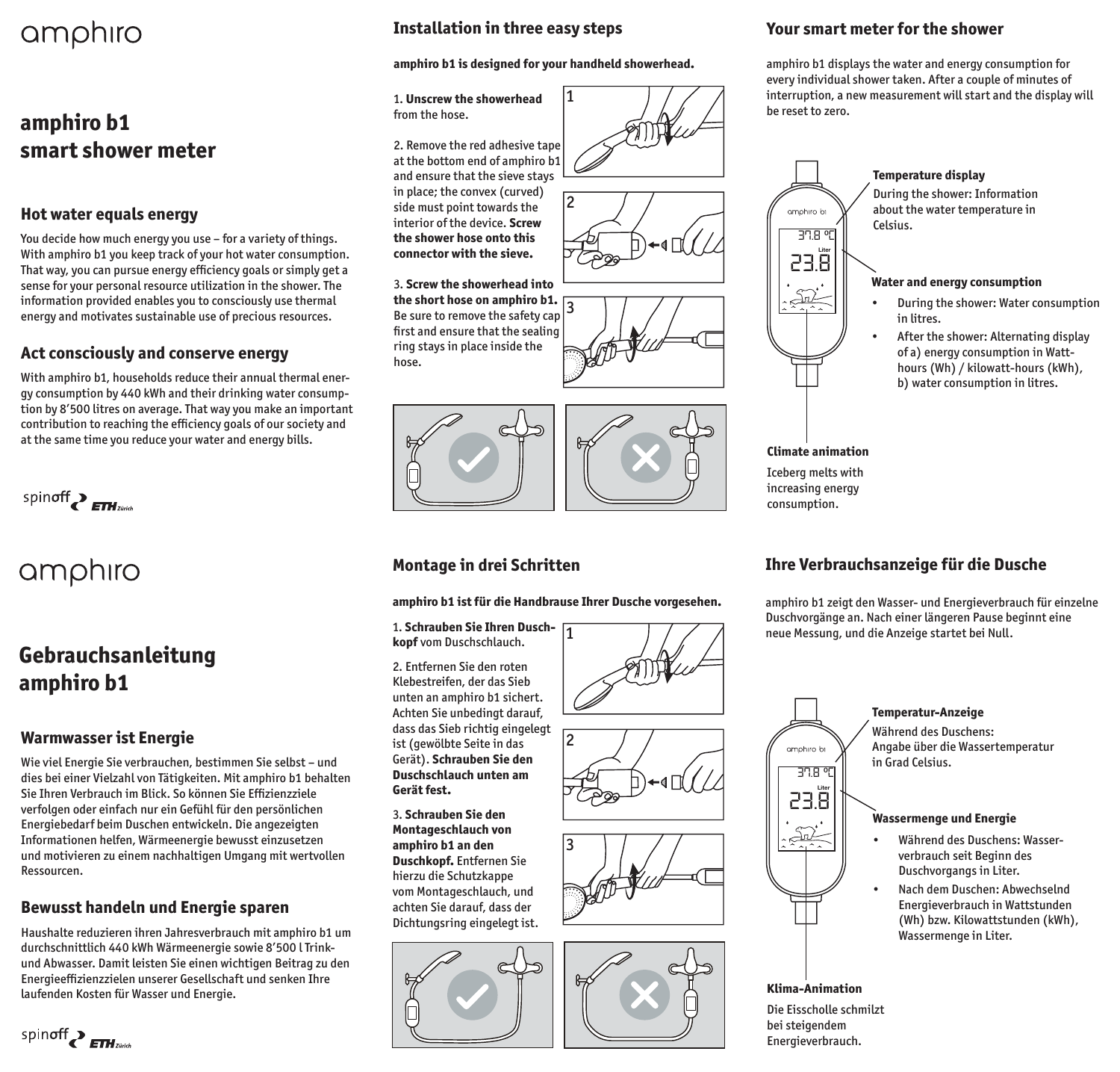amphiro

# amphiro b1 smart shower meter

## Hot water equals energy

You decide how much energy you use – for a variety of things. With amphiro b1 you keep track of your hot water consumption. That way, you can pursue energy efficiency goals or simply get a sense for your personal resource utilization in the shower. The information provided enables you to consciously use thermal energy and motivates sustainable use of precious resources.

## Act consciously and conserve energy

With amphiro b1, households reduce their annual thermal energy consumption by 440 kWh and their drinking water consumption by 8'500 litres on average. That way you make an important contribution to reaching the efficiency goals of our society and at the same time you reduce your water and energy bills.

spinoff ETH Zürich

## Installation in three easy steps

**amphiro b1 is designed for your handheld showerhead.**

1. **Unscrew the showerhead** from the hose.

2. Remove the red adhesive tape at the bottom end of amphiro b1 and ensure that the sieve stays in place; the convex (curved) side must point towards the interior of the device. **Screw the shower hose onto this connector with the sieve.**

3. **Screw the showerhead into the short hose on amphiro b1.** Be sure to remove the safety cap first and ensure that the sealing ring stays in place inside the hose.

## Your smart meter for the shower

amphiro b1 displays the water and energy consumption for every individual shower taken. After a couple of minutes of interruption, a new measurement will start and the display will be reset to zero.

**Temperature display**

During the shower: Information about the water temperature in Celsius.

**Water and energy consumption**

- During the shower: Water consumption in litres.
- After the shower: Alternating display of a) energy consumption in Watt-hours (Wh) / kilowatt-hours (kWh), b) water consumption in litres.

**Climate animation**

Iceberg melts with increasing energy consumption.

amphiro

# Gebrauchsanleitung amphiro b1

## Warmwasser ist Energie

Wie viel Energie Sie verbrauchen, bestimmen Sie selbst – und dies bei einer Vielzahl von Tätigkeiten. Mit amphiro b1 behalten Sie Ihren Verbrauch im Blick. So können Sie Effizienzziele verfolgen oder einfach nur ein Gefühl für den persönlichen Energiebedarf beim Duschen entwickeln. Die angezeigten Informationen helfen, Wärmeenergie bewusst einzusetzen und motivieren zu einem nachhaltigen Umgang mit wertvollen Ressourcen.

## Bewusst handeln und Energie sparen

Haushalte reduzieren ihren Jahresverbrauch mit amphiro b1 um durchschnittlich 440 kWh Wärmeenergie sowie 8'500 l Trink- und Abwasser. Damit leisten Sie einen wichtigen Beitrag zu den Energieeffizienzzielen unserer Gesellschaft und senken Ihre laufenden Kosten für Wasser und Energie.

spinoff ETH Zürich

## Montage in drei Schritten

**amphiro b1 ist für die Handbrause Ihrer Dusche vorgesehen.**

1. **Schrauben Sie Ihren Duschkopf** vom Duschschlauch.

2. Entfernen Sie den roten Klebestreifen, der das Sieb unten an amphiro b1 sichert. Achten Sie unbedingt darauf, dass das Sieb richtig eingelegt ist (gewölbte Seite in das Gerät). **Schrauben Sie den Duschschlauch unten am Gerät fest.**

3. **Schrauben Sie den Montageschlauch von amphiro b1 an den Duschkopf.** Entfernen Sie hierzu die Schutzkappe vom Montageschlauch, und achten Sie darauf, dass der Dichtungsring eingelegt ist.

## Ihre Verbrauchsanzeige für die Dusche

amphiro b1 zeigt den Wasser- und Energieverbrauch für einzelne Duschvorgänge an. Nach einer längeren Pause beginnt eine neue Messung, und die Anzeige startet bei Null.

**Temperatur-Anzeige**

Während des Duschens: Angabe über die Wassertemperatur in Grad Celsius.

**Wassermenge und Energie**

- Während des Duschens: Wasserverbrauch seit Beginn des Duschvorgangs in Liter.
- Nach dem Duschen: Abwechselnd Energieverbrauch in Wattstunden (Wh) bzw. Kilowattstunden (kWh), Wassermenge in Liter.

**Klima-Animation**

Die Eisscholle schmilzt bei steigendem Energieverbrauch.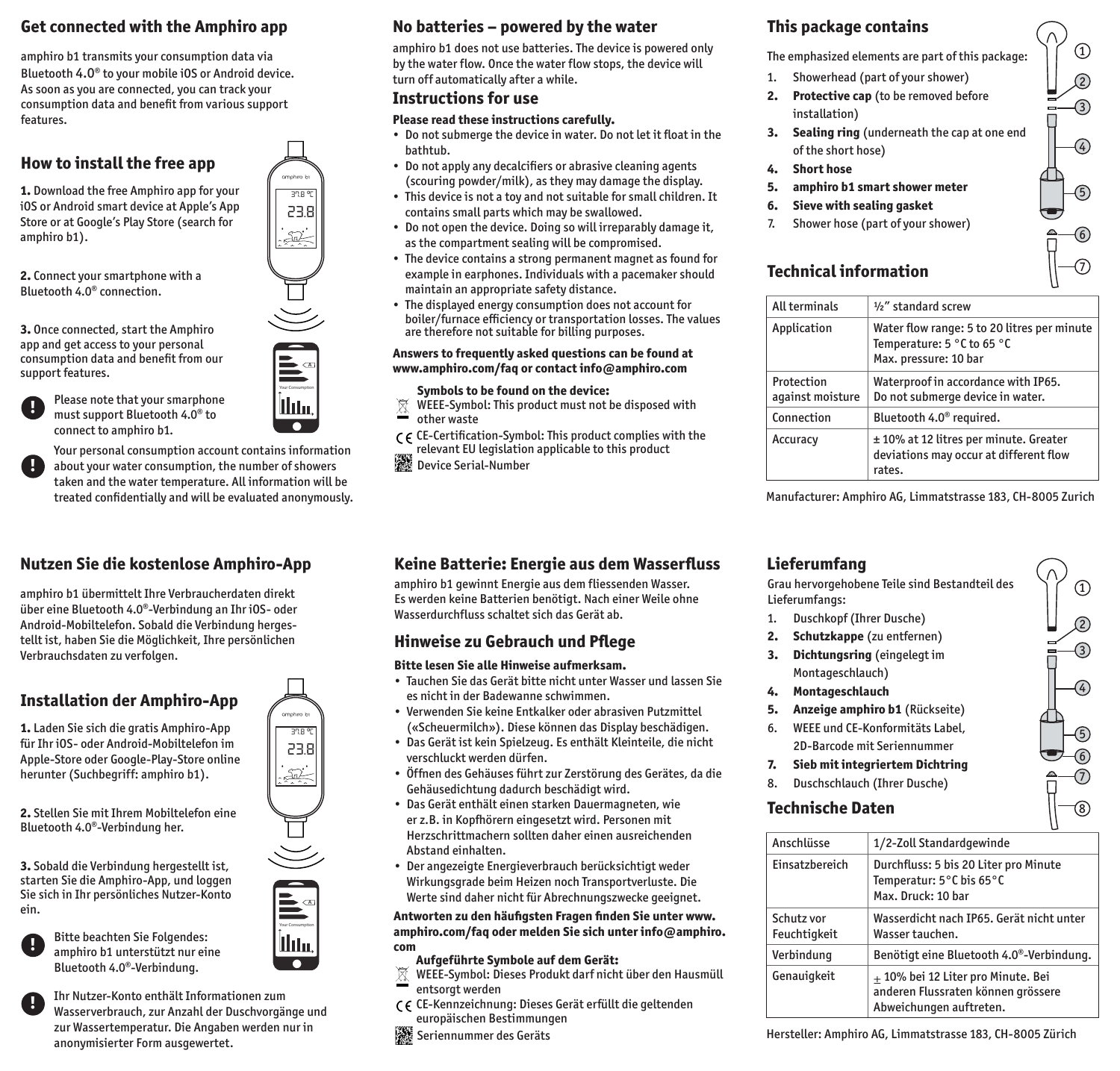## Get connected with the Amphiro app

amphiro b1 transmits your consumption data via Bluetooth 4.0® to your mobile iOS or Android device. As soon as you are connected, you can track your consumption data and benefit from various support features.

## How to install the free app

**1.** Download the free Amphiro app for your iOS or Android smart device at Apple's App Store or at Google's Play Store (search for amphiro b1).

**2.** Connect your smartphone with a Bluetooth 4.0® connection.

**3.** Once connected, start the Amphiro app and get access to your personal consumption data and benefit from our support features.

Please note that your smarphone must support Bluetooth 4.0® to connect to amphiro b1.

Your personal consumption account contains information about your water consumption, the number of showers taken and the water temperature. All information will be treated confidentially and will be evaluated anonymously.

## No batteries – powered by the water

amphiro b1 does not use batteries. The device is powered only by the water flow. Once the water flow stops, the device will turn off automatically after a while.

## Instructions for use

**Please read these instructions carefully.**

- Do not submerge the device in water. Do not let it float in the bathtub.
- Do not apply any decalcifiers or abrasive cleaning agents (scouring powder/milk), as they may damage the display.
- This device is not a toy and not suitable for small children. It contains small parts which may be swallowed.
- Do not open the device. Doing so will irreparably damage it, as the compartment sealing will be compromised.
- The device contains a strong permanent magnet as found for example in earphones. Individuals with a pacemaker should maintain an appropriate safety distance.
- The displayed energy consumption does not account for boiler/furnace efficiency or transportation losses. The values are therefore not suitable for billing purposes.

**Answers to frequently asked questions can be found at www.amphiro.com/faq or contact info@amphiro.com**

**Symbols to be found on the device:**

WEEE-Symbol: This product must not be disposed with other waste

CE-Certification-Symbol: This product complies with the relevant EU legislation applicable to this product

Device Serial-Number

## This package contains

The emphasized elements are part of this package:

1. Showerhead (part of your shower)
2. **Protective cap** (to be removed before installation)
3. **Sealing ring** (underneath the cap at one end of the short hose)
4. **Short hose**
5. **amphiro b1 smart shower meter**
6. **Sieve with sealing gasket**
7. Shower hose (part of your shower)

## Technical information

| | |
|---|---|
| All terminals | ½" standard screw |
| Application | Water flow range: 5 to 20 litres per minute<br>Temperature: 5 °C to 65 °C<br>Max. pressure: 10 bar |
| Protection against moisture | Waterproof in accordance with IP65.<br>Do not submerge device in water. |
| Connection | Bluetooth 4.0® required. |
| Accuracy | ± 10% at 12 litres per minute. Greater deviations may occur at different flow rates. |

Manufacturer: Amphiro AG, Limmatstrasse 183, CH-8005 Zurich

## Nutzen Sie die kostenlose Amphiro-App

amphiro b1 übermittelt Ihre Verbraucherdaten direkt über eine Bluetooth 4.0®-Verbindung an Ihr iOS- oder Android-Mobiltelefon. Sobald die Verbindung hergestellt ist, haben Sie die Möglichkeit, Ihre persönlichen Verbrauchsdaten zu verfolgen.

## Installation der Amphiro-App

**1.** Laden Sie sich die gratis Amphiro-App für Ihr iOS- oder Android-Mobiltelefon im Apple-Store oder Google-Play-Store online herunter (Suchbegriff: amphiro b1).

**2.** Stellen Sie mit Ihrem Mobiltelefon eine Bluetooth 4.0®-Verbindung her.

**3.** Sobald die Verbindung hergestellt ist, starten Sie die Amphiro-App, und loggen Sie sich in Ihr persönliches Nutzer-Konto ein.

Bitte beachten Sie Folgendes: amphiro b1 unterstützt nur eine Bluetooth 4.0®-Verbindung.

Ihr Nutzer-Konto enthält Informationen zum Wasserverbrauch, zur Anzahl der Duschvorgänge und zur Wassertemperatur. Die Angaben werden nur in anonymisierter Form ausgewertet.

## Keine Batterie: Energie aus dem Wasserfluss

amphiro b1 gewinnt Energie aus dem fliessenden Wasser. Es werden keine Batterien benötigt. Nach einer Weile ohne Wasserdurchfluss schaltet sich das Gerät ab.

## Hinweise zu Gebrauch und Pflege

**Bitte lesen Sie alle Hinweise aufmerksam.**

- Tauchen Sie das Gerät bitte nicht unter Wasser und lassen Sie es nicht in der Badewanne schwimmen.
- Verwenden Sie keine Entkalker oder abrasiven Putzmittel («Scheuermilch»). Diese können das Display beschädigen.
- Das Gerät ist kein Spielzeug. Es enthält Kleinteile, die nicht verschluckt werden dürfen.
- Öffnen des Gehäuses führt zur Zerstörung des Gerätes, da die Gehäusedichtung dadurch beschädigt wird.
- Das Gerät enthält einen starken Dauermagneten, wie er z.B. in Kopfhörern eingesetzt wird. Personen mit Herzschrittmachern sollten daher einen ausreichenden Abstand einhalten.
- Der angezeigte Energieverbrauch berücksichtigt weder Wirkungsgrade beim Heizen noch Transportverluste. Die Werte sind daher nicht für Abrechnungszwecke geeignet.

**Antworten zu den häufigsten Fragen finden Sie unter www.amphiro.com/faq oder melden Sie sich unter info@amphiro.com**

**Aufgeführte Symbole auf dem Gerät:**

WEEE-Symbol: Dieses Produkt darf nicht über den Hausmüll entsorgt werden

CE-Kennzeichnung: Dieses Gerät erfüllt die geltenden europäischen Bestimmungen

Seriennummer des Geräts

## Lieferumfang

Grau hervorgehobene Teile sind Bestandteil des Lieferumfangs:

1. Duschkopf (Ihrer Dusche)
2. **Schutzkappe** (zu entfernen)
3. **Dichtungsring** (eingelegt im Montageschlauch)
4. **Montageschlauch**
5. **Anzeige amphiro b1** (Rückseite)
6. WEEE und CE-Konformitäts Label, 2D-Barcode mit Seriennummer
7. **Sieb mit integriertem Dichtring**
8. Duschschlauch (Ihrer Dusche)

## Technische Daten

| | |
|---|---|
| Anschlüsse | 1/2-Zoll Standardgewinde |
| Einsatzbereich | Durchfluss: 5 bis 20 Liter pro Minute<br>Temperatur: 5°C bis 65°C<br>Max. Druck: 10 bar |
| Schutz vor Feuchtigkeit | Wasserdicht nach IP65. Gerät nicht unter Wasser tauchen. |
| Verbindung | Benötigt eine Bluetooth 4.0®-Verbindung. |
| Genauigkeit | ± 10% bei 12 Liter pro Minute. Bei anderen Flussraten können grössere Abweichungen auftreten. |

Hersteller: Amphiro AG, Limmatstrasse 183, CH-8005 Zürich